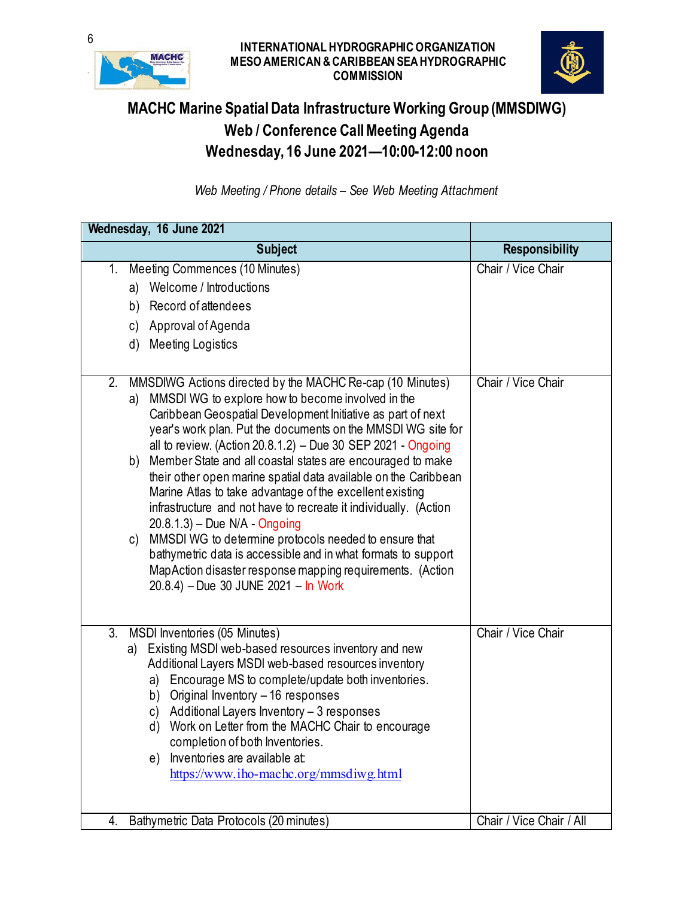INTERNATIONAL HYDROGRAPHIC ORGANIZATION
MESO AMERICAN & CARIBBEAN SEA HYDROGRAPHIC COMMISSION

# MACHC Marine Spatial Data Infrastructure Working Group (MMSDIWG)
## Web / Conference Call Meeting Agenda
## Wednesday, 16 June 2021—10:00-12:00 noon

*Web Meeting / Phone details – See Web Meeting Attachment*

| Wednesday, 16 June 2021 | |
|---|---|
| **Subject** | **Responsibility** |
| 1. Meeting Commences (10 Minutes)<br>a) Welcome / Introductions<br>b) Record of attendees<br>c) Approval of Agenda<br>d) Meeting Logistics | Chair / Vice Chair |
| 2. MMSDIWG Actions directed by the MACHC Re-cap (10 Minutes)<br>a) MMSDI WG to explore how to become involved in the Caribbean Geospatial Development Initiative as part of next year's work plan. Put the documents on the MMSDI WG site for all to review. (Action 20.8.1.2) – Due 30 SEP 2021 - Ongoing<br>b) Member State and all coastal states are encouraged to make their other open marine spatial data available on the Caribbean Marine Atlas to take advantage of the excellent existing infrastructure and not have to recreate it individually. (Action 20.8.1.3) – Due N/A - Ongoing<br>c) MMSDI WG to determine protocols needed to ensure that bathymetric data is accessible and in what formats to support MapAction disaster response mapping requirements. (Action 20.8.4) – Due 30 JUNE 2021 – In Work | Chair / Vice Chair |
| 3. MSDI Inventories (05 Minutes)<br>a) Existing MSDI web-based resources inventory and new Additional Layers MSDI web-based resources inventory<br>a) Encourage MS to complete/update both inventories.<br>b) Original Inventory – 16 responses<br>c) Additional Layers Inventory – 3 responses<br>d) Work on Letter from the MACHC Chair to encourage completion of both Inventories.<br>e) Inventories are available at: https://www.iho-machc.org/mmsdiwg.html | Chair / Vice Chair |
| 4. Bathymetric Data Protocols (20 minutes) | Chair / Vice Chair / All |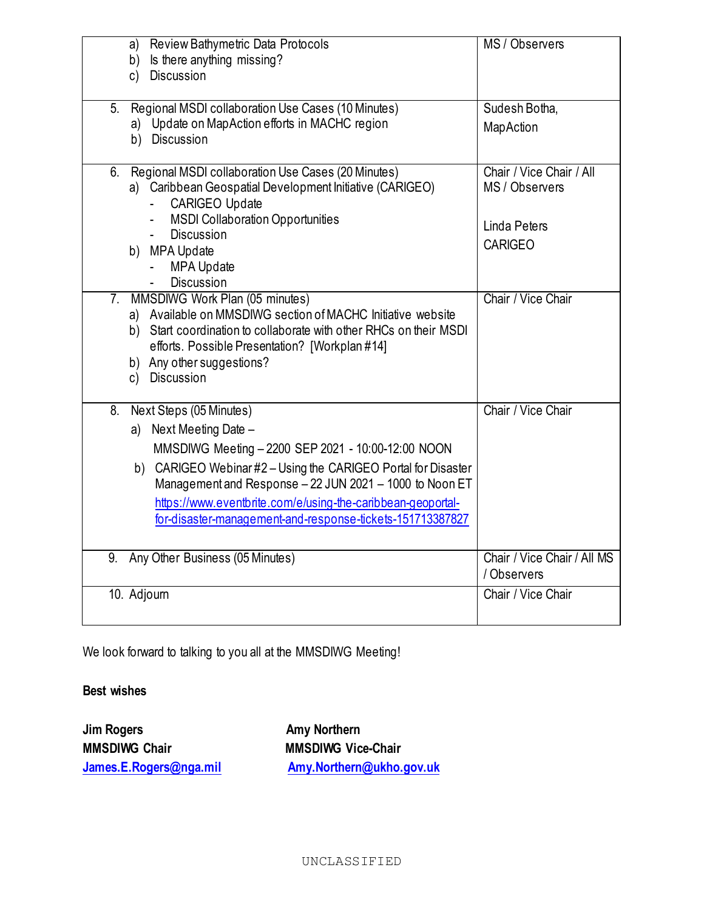| | |
|---|---|
| a) Review Bathymetric Data Protocols<br>b) Is there anything missing?<br>c) Discussion | MS / Observers |
| 5. Regional MSDI collaboration Use Cases (10 Minutes)<br>a) Update on MapAction efforts in MACHC region<br>b) Discussion | Sudesh Botha,<br>MapAction |
| 6. Regional MSDI collaboration Use Cases (20 Minutes)<br>a) Caribbean Geospatial Development Initiative (CARIGEO)<br>- CARIGEO Update<br>- MSDI Collaboration Opportunities<br>- Discussion<br>b) MPA Update<br>- MPA Update<br>- Discussion | Chair / Vice Chair / All MS / Observers<br><br>Linda Peters<br>CARIGEO |
| 7. MMSDIWG Work Plan (05 minutes)<br>a) Available on MMSDIWG section of MACHC Initiative website<br>b) Start coordination to collaborate with other RHCs on their MSDI efforts. Possible Presentation? [Workplan #14]<br>b) Any other suggestions?<br>c) Discussion | Chair / Vice Chair |
| 8. Next Steps (05 Minutes)<br>a) Next Meeting Date –<br>MMSDIWG Meeting – 2200 SEP 2021 - 10:00-12:00 NOON<br>b) CARIGEO Webinar #2 – Using the CARIGEO Portal for Disaster Management and Response – 22 JUN 2021 – 1000 to Noon ET<br>https://www.eventbrite.com/e/using-the-caribbean-geoportal-for-disaster-management-and-response-tickets-151713387827 | Chair / Vice Chair |
| 9. Any Other Business (05 Minutes) | Chair / Vice Chair / All MS / Observers |
| 10. Adjourn | Chair / Vice Chair |

We look forward to talking to you all at the MMSDIWG Meeting!

**Best wishes**

**Jim Rogers**
**MMSDIWG Chair**
**James.E.Rogers@nga.mil**

**Amy Northern**
**MMSDIWG Vice-Chair**
**Amy.Northern@ukho.gov.uk**

UNCLASSIFIED